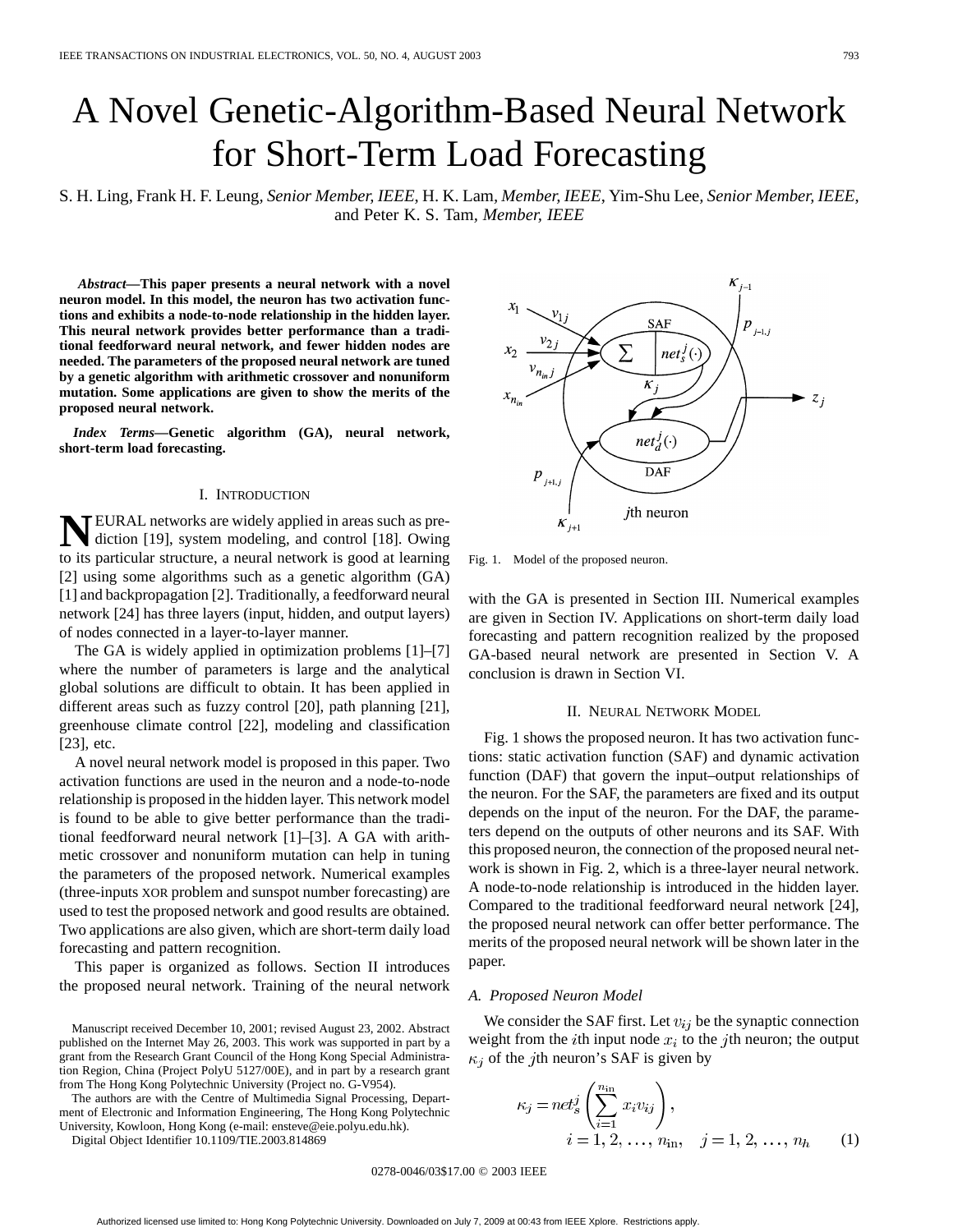# A Novel Genetic-Algorithm-Based Neural Network for Short-Term Load Forecasting

S. H. Ling, Frank H. F. Leung, *Senior Member, IEEE*, H. K. Lam, *Member, IEEE*, Yim-Shu Lee, *Senior Member, IEEE*, and Peter K. S. Tam, *Member, IEEE*

***Abstract*—This paper presents a neural network with a novel neuron model. In this model, the neuron has two activation functions and exhibits a node-to-node relationship in the hidden layer. This neural network provides better performance than a traditional feedforward neural network, and fewer hidden nodes are needed. The parameters of the proposed neural network are tuned by a genetic algorithm with arithmetic crossover and nonuniform mutation. Some applications are given to show the merits of the proposed neural network.**

***Index Terms*—Genetic algorithm (GA), neural network, short-term load forecasting.**

## I. Introduction

NEURAL networks are widely applied in areas such as prediction [19], system modeling, and control [18]. Owing to its particular structure, a neural network is good at learning [2] using some algorithms such as a genetic algorithm (GA) [1] and backpropagation [2]. Traditionally, a feedforward neural network [24] has three layers (input, hidden, and output layers) of nodes connected in a layer-to-layer manner.

The GA is widely applied in optimization problems [1]–[7] where the number of parameters is large and the analytical global solutions are difficult to obtain. It has been applied in different areas such as fuzzy control [20], path planning [21], greenhouse climate control [22], modeling and classification [23], etc.

A novel neural network model is proposed in this paper. Two activation functions are used in the neuron and a node-to-node relationship is proposed in the hidden layer. This network model is found to be able to give better performance than the traditional feedforward neural network [1]–[3]. A GA with arithmetic crossover and nonuniform mutation can help in tuning the parameters of the proposed network. Numerical examples (three-inputs XOR problem and sunspot number forecasting) are used to test the proposed network and good results are obtained. Two applications are also given, which are short-term daily load forecasting and pattern recognition.

This paper is organized as follows. Section II introduces the proposed neural network. Training of the neural network with the GA is presented in Section III. Numerical examples are given in Section IV. Applications on short-term daily load forecasting and pattern recognition realized by the proposed GA-based neural network are presented in Section V. A conclusion is drawn in Section VI.

Manuscript received December 10, 2001; revised August 23, 2002. Abstract published on the Internet May 26, 2003. This work was supported in part by a grant from the Research Grant Council of the Hong Kong Special Administration Region, China (Project PolyU 5127/00E), and in part by a research grant from The Hong Kong Polytechnic University (Project no. G-V954).

The authors are with the Centre of Multimedia Signal Processing, Department of Electronic and Information Engineering, The Hong Kong Polytechnic University, Kowloon, Hong Kong (e-mail: ensteve@eie.polyu.edu.hk).

Digital Object Identifier 10.1109/TIE.2003.814869

Fig. 1. Model of the proposed neuron.

## II. Neural Network Model

Fig. 1 shows the proposed neuron. It has two activation functions: static activation function (SAF) and dynamic activation function (DAF) that govern the input–output relationships of the neuron. For the SAF, the parameters are fixed and its output depends on the input of the neuron. For the DAF, the parameters depend on the outputs of other neurons and its SAF. With this proposed neuron, the connection of the proposed neural network is shown in Fig. 2, which is a three-layer neural network. A node-to-node relationship is introduced in the hidden layer. Compared to the traditional feedforward neural network [24], the proposed neural network can offer better performance. The merits of the proposed neural network will be shown later in the paper.

### A. Proposed Neuron Model

We consider the SAF first. Let $v_{ij}$ be the synaptic connection weight from the $i$th input node $x_i$ to the $j$th neuron; the output $\kappa_j$ of the $j$th neuron's SAF is given by

$$\kappa_j = net_s^j\left(\sum_{i=1}^{n_{\text{in}}} x_i v_{ij}\right), \quad i = 1, 2, \ldots, n_{\text{in}}, \quad j = 1, 2, \ldots, n_h \qquad (1)$$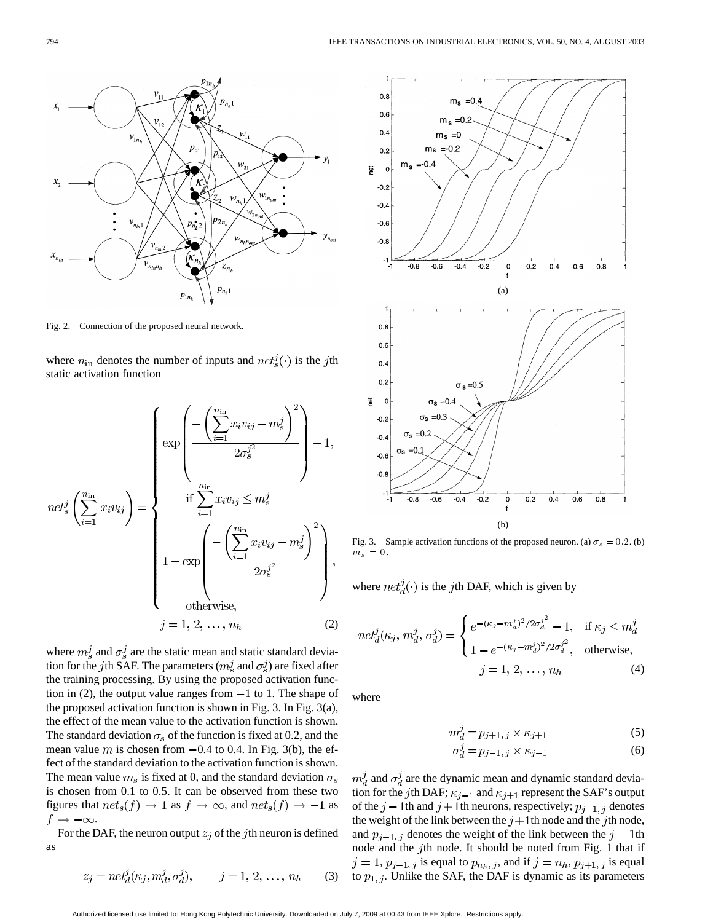Fig. 2. Connection of the proposed neural network.

where $n_{\text{in}}$ denotes the number of inputs and $net_s^j(\cdot)$ is the $j$th static activation function

$$
net_s^j\left(\sum_{i=1}^{n_{\text{in}}} x_i v_{ij}\right) = \begin{cases} \exp\left(\dfrac{-\left(\sum_{i=1}^{n_{\text{in}}} x_i v_{ij} - m_s^j\right)^2}{2\sigma_s^{j^2}}\right) - 1, & \text{if } \sum_{i=1}^{n_{\text{in}}} x_i v_{ij} \leq m_s^j \\ 1 - \exp\left(\dfrac{-\left(\sum_{i=1}^{n_{\text{in}}} x_i v_{ij} - m_s^j\right)^2}{2\sigma_s^{j^2}}\right), & \text{otherwise,} \end{cases}
$$
$$
j = 1, 2, \ldots, n_h \tag{2}
$$

where $m_s^j$ and $\sigma_s^j$ are the static mean and static standard deviation for the $j$th SAF. The parameters ($m_s^j$ and $\sigma_s^j$) are fixed after the training processing. By using the proposed activation function in (2), the output value ranges from $-1$ to 1. The shape of the proposed activation function is shown in Fig. 3. In Fig. 3(a), the effect of the mean value to the activation function is shown. The standard deviation $\sigma_s$ of the function is fixed at 0.2, and the mean value $m$ is chosen from $-0.4$ to 0.4. In Fig. 3(b), the effect of the standard deviation to the activation function is shown. The mean value $m_s$ is fixed at 0, and the standard deviation $\sigma_s$ is chosen from 0.1 to 0.5. It can be observed from these two figures that $net_s(f) \to 1$ as $f \to \infty$, and $net_s(f) \to -1$ as $f \to -\infty$.

For the DAF, the neuron output $z_j$ of the $j$th neuron is defined as

$$
z_j = net_d^j(\kappa_j, m_d^j, \sigma_d^j), \qquad j = 1, 2, \ldots, n_h \tag{3}
$$

Fig. 3. Sample activation functions of the proposed neuron. (a) $\sigma_s = 0.2$. (b) $m_s = 0$.

where $net_d^j(\cdot)$ is the $j$th DAF, which is given by

$$
net_d^j(\kappa_j, m_d^j, \sigma_d^j) = \begin{cases} e^{-(\kappa_j - m_d^j)^2 / 2\sigma_d^{j^2}} - 1, & \text{if } \kappa_j \leq m_d^j \\ 1 - e^{-(\kappa_j - m_d^j)^2 / 2\sigma_d^{j^2}}, & \text{otherwise,} \end{cases}
$$
$$
j = 1, 2, \ldots, n_h \tag{4}
$$

where

$$
m_d^j = p_{j+1,\,j} \times \kappa_{j+1} \tag{5}
$$
$$
\sigma_d^j = p_{j-1,\,j} \times \kappa_{j-1} \tag{6}
$$

$m_d^j$ and $\sigma_d^j$ are the dynamic mean and dynamic standard deviation for the $j$th DAF; $\kappa_{j-1}$ and $\kappa_{j+1}$ represent the SAF's output of the $j-1$th and $j+1$th neurons, respectively; $p_{j+1,\,j}$ denotes the weight of the link between the $j+1$th node and the $j$th node, and $p_{j-1,\,j}$ denotes the weight of the link between the $j-1$th node and the $j$th node. It should be noted from Fig. 1 that if $j = 1$, $p_{j-1,\,j}$ is equal to $p_{n_h,\,j}$, and if $j = n_h$, $p_{j+1,\,j}$ is equal to $p_{1,\,j}$. Unlike the SAF, the DAF is dynamic as its parameters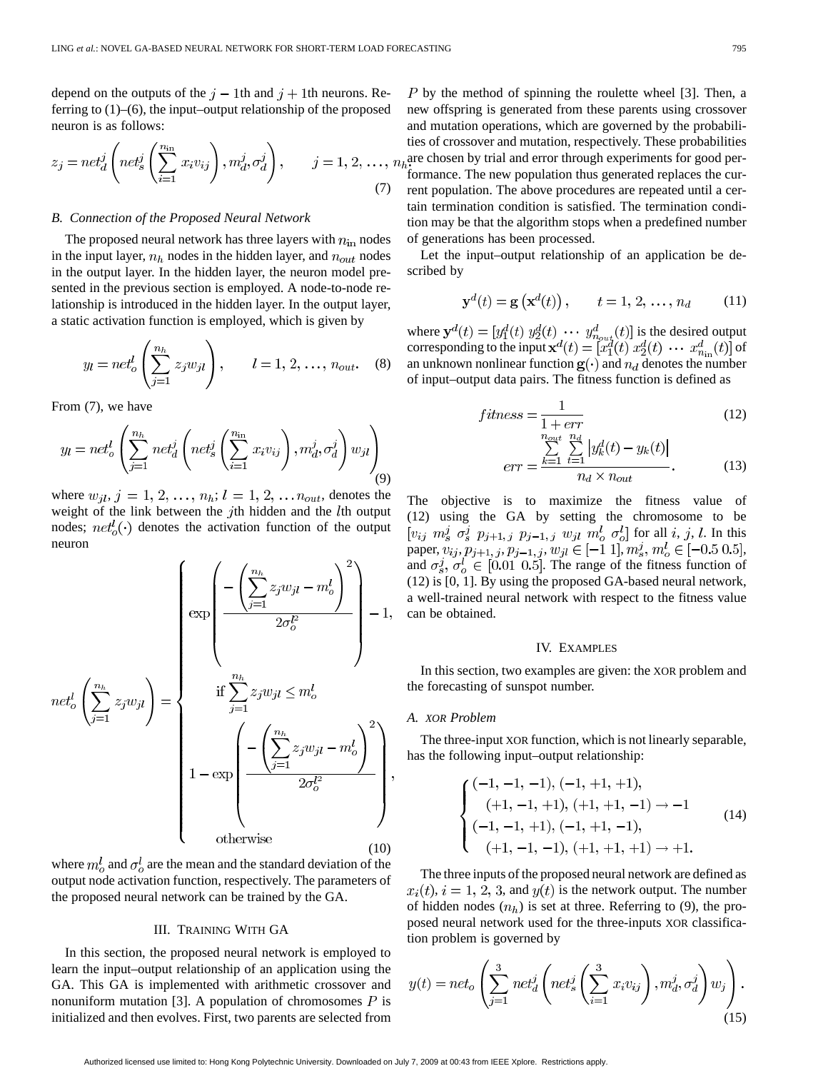depend on the outputs of the $j-1$th and $j+1$th neurons. Referring to (1)–(6), the input–output relationship of the proposed neuron is as follows:

$$z_j = net_d^j\left(net_s^j\left(\sum_{i=1}^{n_{\text{in}}} x_i v_{ij}\right), m_d^j, \sigma_d^j\right), \qquad j = 1, 2, \ldots, n_h. \tag{7}$$

### B. Connection of the Proposed Neural Network

The proposed neural network has three layers with $n_{\text{in}}$ nodes in the input layer, $n_h$ nodes in the hidden layer, and $n_{out}$ nodes in the output layer. In the hidden layer, the neuron model presented in the previous section is employed. A node-to-node relationship is introduced in the hidden layer. In the output layer, a static activation function is employed, which is given by

$$y_l = net_o^l\left(\sum_{j=1}^{n_h} z_j w_{jl}\right), \qquad l = 1, 2, \ldots, n_{out}. \tag{8}$$

From (7), we have

$$y_l = net_o^l\left(\sum_{j=1}^{n_h} net_d^j\left(net_s^j\left(\sum_{i=1}^{n_{\text{in}}} x_i v_{ij}\right), m_d^j, \sigma_d^j\right) w_{jl}\right) \tag{9}$$

where $w_{jl}$, $j = 1, 2, \ldots, n_h$; $l = 1, 2, \ldots n_{out}$, denotes the weight of the link between the $j$th hidden and the $l$th output nodes; $net_o^l(\cdot)$ denotes the activation function of the output neuron

$$net_o^l\left(\sum_{j=1}^{n_h} z_j w_{jl}\right) = \begin{cases} \exp\left(\dfrac{-\left(\sum_{j=1}^{n_h} z_j w_{jl} - m_o^l\right)^2}{2\sigma_o^{l^2}}\right) - 1, \\ \qquad \text{if } \sum_{j=1}^{n_h} z_j w_{jl} \le m_o^l \\ 1 - \exp\left(\dfrac{-\left(\sum_{j=1}^{n_h} z_j w_{jl} - m_o^l\right)^2}{2\sigma_o^{l^2}}\right), \\ \qquad \text{otherwise} \end{cases} \tag{10}$$

where $m_o^l$ and $\sigma_o^l$ are the mean and the standard deviation of the output node activation function, respectively. The parameters of the proposed neural network can be trained by the GA.

## III. Training With GA

In this section, the proposed neural network is employed to learn the input–output relationship of an application using the GA. This GA is implemented with arithmetic crossover and nonuniform mutation [3]. A population of chromosomes $P$ is initialized and then evolves. First, two parents are selected from $P$ by the method of spinning the roulette wheel [3]. Then, a new offspring is generated from these parents using crossover and mutation operations, which are governed by the probabilities of crossover and mutation, respectively. These probabilities are chosen by trial and error through experiments for good performance. The new population thus generated replaces the current population. The above procedures are repeated until a certain termination condition is satisfied. The termination condition may be that the algorithm stops when a predefined number of generations has been processed.

Let the input–output relationship of an application be described by

$$\mathbf{y}^d(t) = \mathbf{g}\left(\mathbf{x}^d(t)\right), \qquad t = 1, 2, \ldots, n_d \tag{11}$$

where $\mathbf{y}^d(t) = [y_1^d(t)\ y_2^d(t)\ \cdots\ y_{n_{out}}^d(t)]$ is the desired output corresponding to the input $\mathbf{x}^d(t) = [x_1^d(t)\ x_2^d(t)\ \cdots\ x_{n_{\text{in}}}^d(t)]$ of an unknown nonlinear function $\mathbf{g}(\cdot)$ and $n_d$ denotes the number of input–output data pairs. The fitness function is defined as

$$fitness = \frac{1}{1 + err} \tag{12}$$

$$err = \frac{\sum_{k=1}^{n_{out}} \sum_{t=1}^{n_d} \left|y_k^d(t) - y_k(t)\right|}{n_d \times n_{out}}. \tag{13}$$

The objective is to maximize the fitness value of (12) using the GA by setting the chromosome to be $[v_{ij}\ m_s^j\ \sigma_s^j\ p_{j+1,\,j}\ p_{j-1,\,j}\ w_{jl}\ m_o^l\ \sigma_o^l]$ for all $i$, $j$, $l$. In this paper, $v_{ij}, p_{j+1,\,j}, p_{j-1,\,j}, w_{jl} \in [-1\ 1]$, $m_s^j, m_o^l \in [-0.5\ 0.5]$, and $\sigma_s^j, \sigma_o^l \in [0.01\ \ 0.5]$. The range of the fitness function of (12) is [0, 1]. By using the proposed GA-based neural network, a well-trained neural network with respect to the fitness value can be obtained.

## IV. Examples

In this section, two examples are given: the XOR problem and the forecasting of sunspot number.

### A. XOR Problem

The three-input XOR function, which is not linearly separable, has the following input–output relationship:

$$\begin{cases} (-1, -1, -1), (-1, +1, +1), \\ \quad (+1, -1, +1), (+1, +1, -1) \to -1 \\ (-1, -1, +1), (-1, +1, -1), \\ \quad (+1, -1, -1), (+1, +1, +1) \to +1. \end{cases} \tag{14}$$

The three inputs of the proposed neural network are defined as $x_i(t)$, $i = 1, 2, 3$, and $y(t)$ is the network output. The number of hidden nodes ($n_h$) is set at three. Referring to (9), the proposed neural network used for the three-inputs XOR classification problem is governed by

$$y(t) = net_o\left(\sum_{j=1}^{3} net_d^j\left(net_s^j\left(\sum_{i=1}^{3} x_i v_{ij}\right), m_d^j, \sigma_d^j\right) w_j\right). \tag{15}$$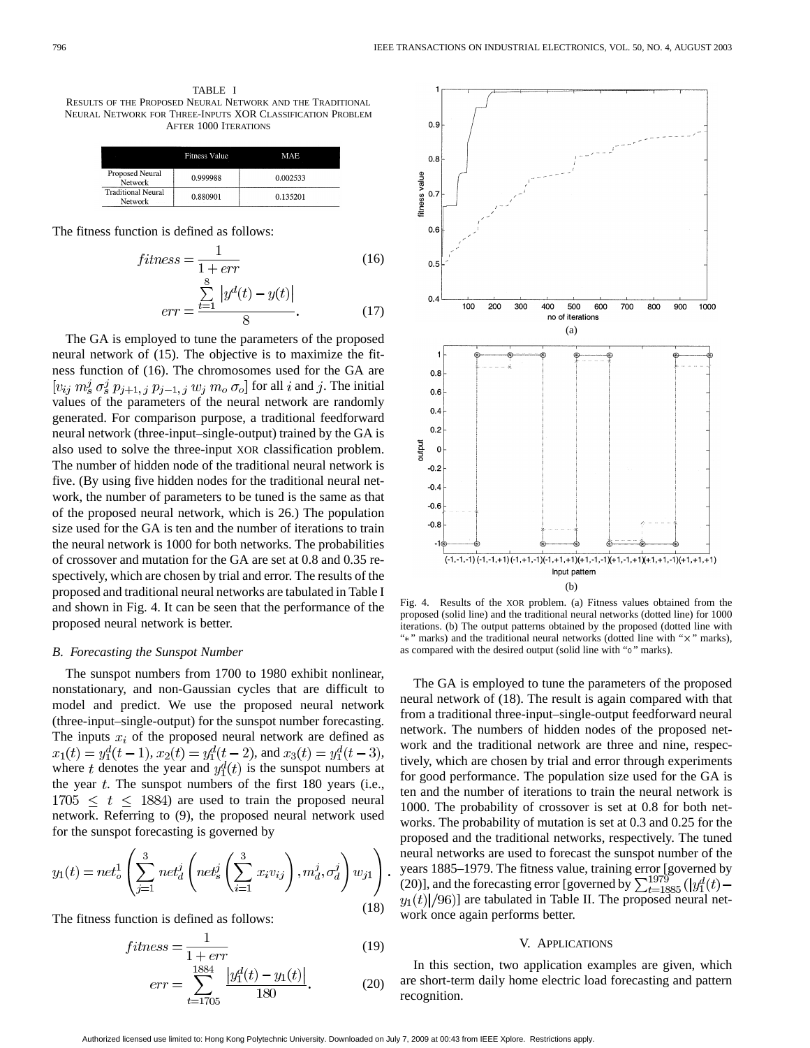TABLE I

RESULTS OF THE PROPOSED NEURAL NETWORK AND THE TRADITIONAL NEURAL NETWORK FOR THREE-INPUTS XOR CLASSIFICATION PROBLEM AFTER 1000 ITERATIONS

| | Fitness Value | MAE |
|---|---|---|
| Proposed Neural Network | 0.999988 | 0.002533 |
| Traditional Neural Network | 0.880901 | 0.135201 |

The fitness function is defined as follows:

$$fitness = \frac{1}{1 + err} \tag{16}$$

$$err = \frac{\sum_{t=1}^{8} \left| y^d(t) - y(t) \right|}{8}. \tag{17}$$

The GA is employed to tune the parameters of the proposed neural network of (15). The objective is to maximize the fitness function of (16). The chromosomes used for the GA are $[v_{ij}\ m_s^j\ \sigma_s^j\ p_{j+1,j}\ p_{j-1,j}\ w_j\ m_o\ \sigma_o]$ for all $i$ and $j$. The initial values of the parameters of the neural network are randomly generated. For comparison purpose, a traditional feedforward neural network (three-input–single-output) trained by the GA is also used to solve the three-input XOR classification problem. The number of hidden node of the traditional neural network is five. (By using five hidden nodes for the traditional neural network, the number of parameters to be tuned is the same as that of the proposed neural network, which is 26.) The population size used for the GA is ten and the number of iterations to train the neural network is 1000 for both networks. The probabilities of crossover and mutation for the GA are set at 0.8 and 0.35 respectively, which are chosen by trial and error. The results of the proposed and traditional neural networks are tabulated in Table I and shown in Fig. 4. It can be seen that the performance of the proposed neural network is better.

Fig. 4. Results of the XOR problem. (a) Fitness values obtained from the proposed (solid line) and the traditional neural networks (dotted line) for 1000 iterations. (b) The output patterns obtained by the proposed (dotted line with "*" marks) and the traditional neural networks (dotted line with "×" marks), as compared with the desired output (solid line with "o" marks).

### B. Forecasting the Sunspot Number

The sunspot numbers from 1700 to 1980 exhibit nonlinear, nonstationary, and non-Gaussian cycles that are difficult to model and predict. We use the proposed neural network (three-input–single-output) for the sunspot number forecasting. The inputs $x_i$ of the proposed neural network are defined as $x_1(t) = y_1^d(t-1)$, $x_2(t) = y_1^d(t-2)$, and $x_3(t) = y_1^d(t-3)$, where $t$ denotes the year and $y_1^d(t)$ is the sunspot numbers at the year $t$. The sunspot numbers of the first 180 years (i.e., $1705 \leq t \leq 1884$) are used to train the proposed neural network. Referring to (9), the proposed neural network used for the sunspot forecasting is governed by

$$y_1(t) = net_o^1 \left( \sum_{j=1}^{3} net_d^j \left( net_s^j \left( \sum_{i=1}^{3} x_i v_{ij} \right), m_d^j, \sigma_d^j \right) w_{j1} \right). \tag{18}$$

The fitness function is defined as follows:

$$fitness = \frac{1}{1 + err} \tag{19}$$

$$err = \sum_{t=1705}^{1884} \frac{\left| y_1^d(t) - y_1(t) \right|}{180}. \tag{20}$$

The GA is employed to tune the parameters of the proposed neural network of (18). The result is again compared with that from a traditional three-input–single-output feedforward neural network. The numbers of hidden nodes of the proposed network and the traditional network are three and nine, respectively, which are chosen by trial and error through experiments for good performance. The population size used for the GA is ten and the number of iterations to train the neural network is 1000. The probability of crossover is set at 0.8 for both networks. The probability of mutation is set at 0.3 and 0.25 for the proposed and the traditional networks, respectively. The tuned neural networks are used to forecast the sunspot number of the years 1885–1979. The fitness value, training error [governed by (20)], and the forecasting error [governed by $\sum_{t=1885}^{1979} \left( \left| y_1^d(t) - y_1(t) \right| / 96 \right)$] are tabulated in Table II. The proposed neural network once again performs better.

## V. APPLICATIONS

In this section, two application examples are given, which are short-term daily home electric load forecasting and pattern recognition.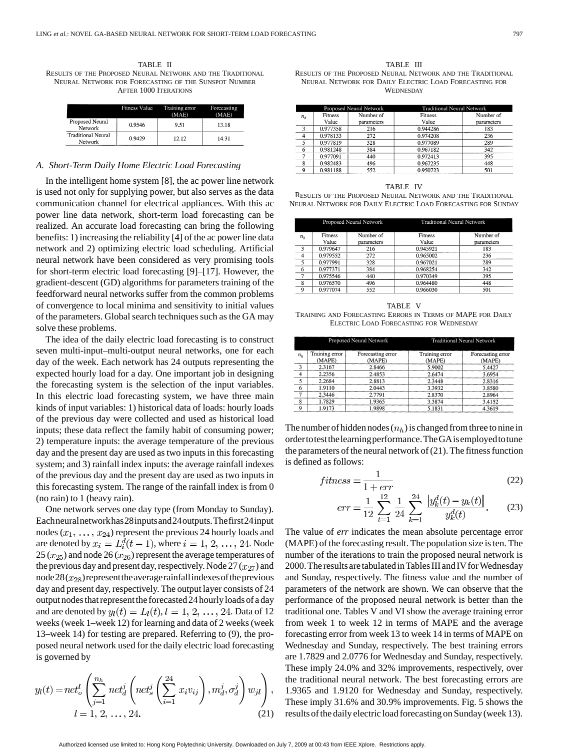TABLE II
RESULTS OF THE PROPOSED NEURAL NETWORK AND THE TRADITIONAL NEURAL NETWORK FOR FORECASTING OF THE SUNSPOT NUMBER AFTER 1000 ITERATIONS

| | Fitness Value | Training error (MAE) | Forecasting (MAE) |
|---|---|---|---|
| Proposed Neural Network | 0.9546 | 9.51 | 13.18 |
| Traditional Neural Network | 0.9429 | 12.12 | 14.31 |

### A. Short-Term Daily Home Electric Load Forecasting

In the intelligent home system [8], the ac power line network is used not only for supplying power, but also serves as the data communication channel for electrical appliances. With this ac power line data network, short-term load forecasting can be realized. An accurate load forecasting can bring the following benefits: 1) increasing the reliability [4] of the ac power line data network and 2) optimizing electric load scheduling. Artificial neural network have been considered as very promising tools for short-term electric load forecasting [9]–[17]. However, the gradient-descent (GD) algorithms for parameters training of the feedforward neural networks suffer from the common problems of convergence to local minima and sensitivity to initial values of the parameters. Global search techniques such as the GA may solve these problems.

The idea of the daily electric load forecasting is to construct seven multi-input–multi-output neural networks, one for each day of the week. Each network has 24 outputs representing the expected hourly load for a day. One important job in designing the forecasting system is the selection of the input variables. In this electric load forecasting system, we have three main kinds of input variables: 1) historical data of loads: hourly loads of the previous day were collected and used as historical load inputs; these data reflect the family habit of consuming power; 2) temperature inputs: the average temperature of the previous day and the present day are used as two inputs in this forecasting system; and 3) rainfall index inputs: the average rainfall indexes of the previous day and the present day are used as two inputs in this forecasting system. The range of the rainfall index is from 0 (no rain) to 1 (heavy rain).

One network serves one day type (from Monday to Sunday). Each neural network has 28 inputs and 24 outputs. The first 24 input nodes ($x_1, \ldots, x_{24}$) represent the previous 24 hourly loads and are denoted by $x_i = L_i^d(t-1)$, where $i = 1, 2, \ldots, 24$. Node 25 ($x_{25}$) and node 26 ($x_{26}$) represent the average temperatures of the previous day and present day, respectively. Node 27 ($x_{27}$) and node 28 ($x_{28}$) represent the average rainfall indexes of the previous day and present day, respectively. The output layer consists of 24 output nodes that represent the forecasted 24 hourly loads of a day and are denoted by $y_l(t) = L_l(t), l = 1, 2, \ldots, 24$. Data of 12 weeks (week 1–week 12) for learning and data of 2 weeks (week 13–week 14) for testing are prepared. Referring to (9), the proposed neural network used for the daily electric load forecasting is governed by

$$y_l(t) = net_o^l\left(\sum_{j=1}^{n_h} net_d^j\left(net_s^j\left(\sum_{i=1}^{24} x_i v_{ij}\right), m_d^j, \sigma_d^j\right) w_{jl}\right),$$
$$l = 1, 2, \ldots, 24. \tag{21}$$

TABLE III
RESULTS OF THE PROPOSED NEURAL NETWORK AND THE TRADITIONAL NEURAL NETWORK FOR DAILY ELECTRIC LOAD FORECASTING FOR WEDNESDAY

| | Proposed Neural Network | | Traditional Neural Network | |
|---|---|---|---|---|
| $n_h$ | Fitness Value | Number of parameters | Fitness Value | Number of parameters |
| 3 | 0.977358 | 216 | 0.944286 | 183 |
| 4 | 0.978133 | 272 | 0.974208 | 236 |
| 5 | 0.977819 | 328 | 0.977089 | 289 |
| 6 | 0.981248 | 384 | 0.967182 | 342 |
| 7 | 0.977091 | 440 | 0.972413 | 395 |
| 8 | 0.982483 | 496 | 0.967235 | 448 |
| 9 | 0.981188 | 552 | 0.950723 | 501 |

TABLE IV
RESULTS OF THE PROPOSED NEURAL NETWORK AND THE TRADITIONAL NEURAL NETWORK FOR DAILY ELECTRIC LOAD FORECASTING FOR SUNDAY

| | Proposed Neural Network | | Traditional Neural Network | |
|---|---|---|---|---|
| $n_h$ | Fitness Value | Number of parameters | Fitness Value | Number of parameters |
| 3 | 0.979647 | 216 | 0.945921 | 183 |
| 4 | 0.979552 | 272 | 0.965002 | 236 |
| 5 | 0.977991 | 328 | 0.967021 | 289 |
| 6 | 0.977371 | 384 | 0.968254 | 342 |
| 7 | 0.975546 | 440 | 0.970349 | 395 |
| 8 | 0.976570 | 496 | 0.964480 | 448 |
| 9 | 0.977074 | 552 | 0.966030 | 501 |

TABLE V
TRAINING AND FORECASTING ERRORS IN TERMS OF MAPE FOR DAILY ELECTRIC LOAD FORECASTING FOR WEDNESDAY

| | Proposed Neural Network | | Traditional Neural Network | |
|---|---|---|---|---|
| $n_h$ | Training error (MAPE) | Forecasting error (MAPE) | Training error (MAPE) | Forecasting error (MAPE) |
| 3 | 2.3167 | 2.8466 | 5.9002 | 5.4427 |
| 4 | 2.2356 | 2.4853 | 2.6474 | 3.6954 |
| 5 | 2.2684 | 2.8813 | 2.3448 | 2.8316 |
| 6 | 1.9110 | 2.0443 | 3.3932 | 3.8580 |
| 7 | 2.3446 | 2.7791 | 2.8370 | 2.8964 |
| 8 | 1.7829 | 1.9365 | 3.3874 | 3.4152 |
| 9 | 1.9173 | 1.9898 | 5.1831 | 4.3619 |

The number of hidden nodes ($n_h$) is changed from three to nine in order to test the learning performance. The GA is employed to tune the parameters of the neural network of (21). The fitness function is defined as follows:

$$fitness = \frac{1}{1 + err} \tag{22}$$

$$err = \frac{1}{12}\sum_{t=1}^{12}\frac{1}{24}\sum_{k=1}^{24}\frac{\left|y_k^d(t) - y_k(t)\right|}{y_k^d(t)}. \tag{23}$$

The value of *err* indicates the mean absolute percentage error (MAPE) of the forecasting result. The population size is ten. The number of the iterations to train the proposed neural network is 2000. The results are tabulated in Tables III and IV for Wednesday and Sunday, respectively. The fitness value and the number of parameters of the network are shown. We can observe that the performance of the proposed neural network is better than the traditional one. Tables V and VI show the average training error from week 1 to week 12 in terms of MAPE and the average forecasting error from week 13 to week 14 in terms of MAPE on Wednesday and Sunday, respectively. The best training errors are 1.7829 and 2.0776 for Wednesday and Sunday, respectively. These imply 24.0% and 32% improvements, respectively, over the traditional neural network. The best forecasting errors are 1.9365 and 1.9120 for Wednesday and Sunday, respectively. These imply 31.6% and 30.9% improvements. Fig. 5 shows the results of the daily electric load forecasting on Sunday (week 13).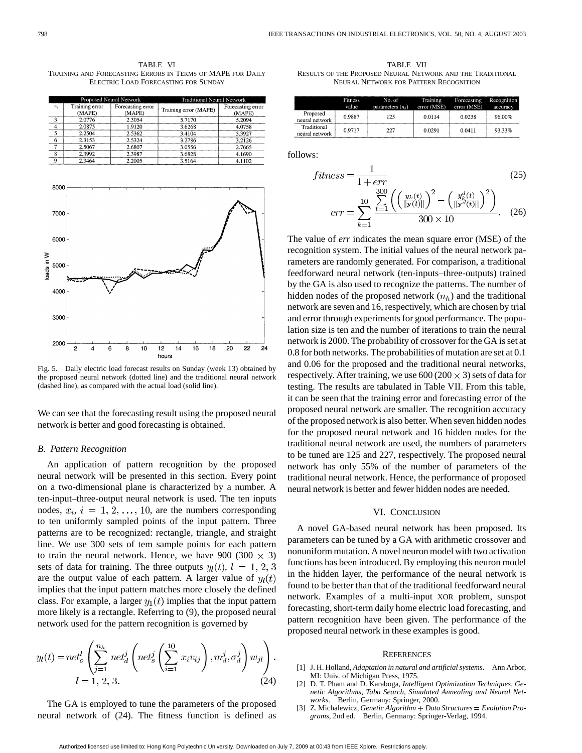TABLE VI
TRAINING AND FORECASTING ERRORS IN TERMS OF MAPE FOR DAILY ELECTRIC LOAD FORECASTING FOR SUNDAY

| | Proposed Neural Network | | Traditional Neural Network | |
|---|---|---|---|---|
| $n_h$ | Training error (MAPE) | Forecasting error (MAPE) | Training error (MAPE) | Forecasting error (MAPE) |
| 3 | 2.0776 | 2.3054 | 5.7170 | 5.2094 |
| 4 | 2.0875 | 1.9120 | 3.6268 | 4.0758 |
| 5 | 2.2504 | 2.5362 | 3.4104 | 3.3927 |
| 6 | 2.3153 | 2.5324 | 3.2786 | 3.2126 |
| 7 | 2.5067 | 2.6807 | 3.0556 | 2.7665 |
| 8 | 2.3992 | 2.3987 | 3.6828 | 4.1690 |
| 9 | 2.3464 | 2.2005 | 3.5164 | 4.1102 |

Fig. 5. Daily electric load forecast results on Sunday (week 13) obtained by the proposed neural network (dotted line) and the traditional neural network (dashed line), as compared with the actual load (solid line).

We can see that the forecasting result using the proposed neural network is better and good forecasting is obtained.

### B. Pattern Recognition

An application of pattern recognition by the proposed neural network will be presented in this section. Every point on a two-dimensional plane is characterized by a number. A ten-input–three-output neural network is used. The ten inputs nodes, $x_i$, $i = 1, 2, \ldots, 10$, are the numbers corresponding to ten uniformly sampled points of the input pattern. Three patterns are to be recognized: rectangle, triangle, and straight line. We use 300 sets of tem sample points for each pattern to train the neural network. Hence, we have 900 ($300 \times 3$) sets of data for training. The three outputs $y_l(t)$, $l = 1, 2, 3$ are the output value of each pattern. A larger value of $y_l(t)$ implies that the input pattern matches more closely the defined class. For example, a larger $y_1(t)$ implies that the input pattern more likely is a rectangle. Referring to (9), the proposed neural network used for the pattern recognition is governed by

$$y_l(t) = net_o^l\left(\sum_{j=1}^{n_h} net_d^j\left(net_s^j\left(\sum_{i=1}^{10} x_i v_{ij}\right), m_d^j, \sigma_d^j\right) w_{jl}\right).$$
$$l = 1, 2, 3. \tag{24}$$

The GA is employed to tune the parameters of the proposed neural network of (24). The fitness function is defined as follows:

TABLE VII
RESULTS OF THE PROPOSED NEURAL NETWORK AND THE TRADITIONAL NEURAL NETWORK FOR PATTERN RECOGNITION

| | Fitness value | No. of parameters ($n_h$) | Training error (MSE) | Forecasting error (MSE) | Recognition accuracy |
|---|---|---|---|---|---|
| Proposed neural network | 0.9887 | 125 | 0.0114 | 0.0238 | 96.00% |
| Traditional neural network | 0.9717 | 227 | 0.0291 | 0.0411 | 93.33% |

$$fitness = \frac{1}{1 + err} \tag{25}$$

$$err = \sum_{k=1}^{10} \frac{\sum_{t=1}^{300}\left(\left(\frac{y_k(t)}{\|\mathbf{y}(t)\|}\right)^2 - \left(\frac{y_k^d(t)}{\|\mathbf{y}^d(t)\|}\right)^2\right)}{300 \times 10}. \tag{26}$$

The value of *err* indicates the mean square error (MSE) of the recognition system. The initial values of the neural network parameters are randomly generated. For comparison, a traditional feedforward neural network (ten-inputs–three-outputs) trained by the GA is also used to recognize the patterns. The number of hidden nodes of the proposed network ($n_h$) and the traditional network are seven and 16, respectively, which are chosen by trial and error through experiments for good performance. The population size is ten and the number of iterations to train the neural network is 2000. The probability of crossover for the GA is set at 0.8 for both networks. The probabilities of mutation are set at 0.1 and 0.06 for the proposed and the traditional neural networks, respectively. After training, we use 600 ($200 \times 3$) sets of data for testing. The results are tabulated in Table VII. From this table, it can be seen that the training error and forecasting error of the proposed neural network are smaller. The recognition accuracy of the proposed network is also better. When seven hidden nodes for the proposed neural network and 16 hidden nodes for the traditional neural network are used, the numbers of parameters to be tuned are 125 and 227, respectively. The proposed neural network has only 55% of the number of parameters of the traditional neural network. Hence, the performance of proposed neural network is better and fewer hidden nodes are needed.

## VI. CONCLUSION

A novel GA-based neural network has been proposed. Its parameters can be tuned by a GA with arithmetic crossover and nonuniform mutation. A novel neuron model with two activation functions has been introduced. By employing this neuron model in the hidden layer, the performance of the neural network is found to be better than that of the traditional feedforward neural network. Examples of a multi-input XOR problem, sunspot forecasting, short-term daily home electric load forecasting, and pattern recognition have been given. The performance of the proposed neural network in these examples is good.

## REFERENCES

[1] J. H. Holland, *Adaptation in natural and artificial systems*. Ann Arbor, MI: Univ. of Michigan Press, 1975.

[2] D. T. Pham and D. Karaboga, *Intelligent Optimization Techniques, Genetic Algorithms, Tabu Search, Simulated Annealing and Neural Networks*. Berlin, Germany: Springer, 2000.

[3] Z. Michalewicz, *Genetic Algorithm + Data Structures = Evolution Programs*, 2nd ed. Berlin, Germany: Springer-Verlag, 1994.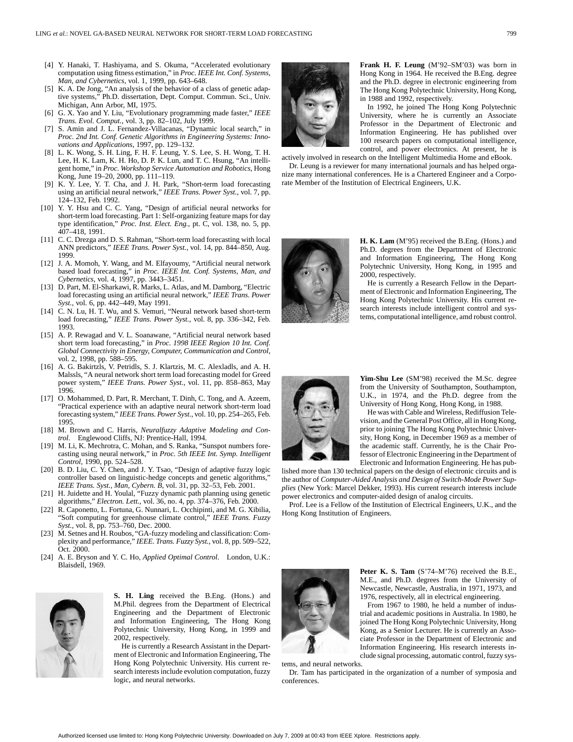[4] Y. Hanaki, T. Hashiyama, and S. Okuma, "Accelerated evolutionary computation using fitness estimation," in *Proc. IEEE Int. Conf. Systems, Man, and Cybernetics*, vol. 1, 1999, pp. 643–648.

[5] K. A. De Jong, "An analysis of the behavior of a class of genetic adaptive systems," Ph.D. dissertation, Dept. Comput. Commun. Sci., Univ. Michigan, Ann Arbor, MI, 1975.

[6] G. X. Yao and Y. Liu, "Evolutionary programming made faster," *IEEE Trans. Evol. Comput.*, vol. 3, pp. 82–102, July 1999.

[7] S. Amin and J. L. Fernandez-Villacanas, "Dynamic local search," in *Proc. 2nd Int. Conf. Genetic Algorithms in Engineering Systems: Innovations and Applications*, 1997, pp. 129–132.

[8] L. K. Wong, S. H. Ling, F. H. F. Leung, Y. S. Lee, S. H. Wong, T. H. Lee, H. K. Lam, K. H. Ho, D. P. K. Lun, and T. C. Hsung, "An intelligent home," in *Proc. Workshop Service Automation and Robotics*, Hong Kong, June 19–20, 2000, pp. 111–119.

[9] K. Y. Lee, Y. T. Cha, and J. H. Park, "Short-term load forecasting using an artificial neural network," *IEEE Trans. Power Syst.*, vol. 7, pp. 124–132, Feb. 1992.

[10] Y. Y. Hsu and C. C. Yang, "Design of artificial neural networks for short-term load forecasting. Part 1: Self-organizing feature maps for day type identification," *Proc. Inst. Elect. Eng.*, pt. C, vol. 138, no. 5, pp. 407–418, 1991.

[11] C. C. Drezga and D. S. Rahman, "Short-term load forecasting with local ANN predictors," *IEEE Trans. Power Syst.*, vol. 14, pp. 844–850, Aug. 1999.

[12] J. A. Momoh, Y. Wang, and M. Elfayoumy, "Artificial neural network based load forecasting," in *Proc. IEEE Int. Conf. Systems, Man, and Cybernetics*, vol. 4, 1997, pp. 3443–3451.

[13] D. Part, M. El-Sharkawi, R. Marks, L. Atlas, and M. Damborg, "Electric load forecasting using an artificial neural network," *IEEE Trans. Power Syst.*, vol. 6, pp. 442–449, May 1991.

[14] C. N. Lu, H. T. Wu, and S. Vemuri, "Neural network based short-term load forecasting," *IEEE Trans. Power Syst.*, vol. 8, pp. 336–342, Feb. 1993.

[15] A. P. Rewagad and V. L. Soanawane, "Artificial neural network based short term load forecasting," in *Proc. 1998 IEEE Region 10 Int. Conf. Global Connectivity in Energy, Computer, Communication and Control*, vol. 2, 1998, pp. 588–595.

[16] A. G. Bakirtzls, V. Petridls, S. J. Klartzis, M. C. Alexladls, and A. H. Malssls, "A neural network short term load forecasting model for Greed power system," *IEEE Trans. Power Syst.*, vol. 11, pp. 858–863, May 1996.

[17] O. Mohammed, D. Part, R. Merchant, T. Dinh, C. Tong, and A. Azeem, "Practical experience with an adaptive neural network short-term load forecasting system," *IEEE Trans. Power Syst.*, vol. 10, pp. 254–265, Feb. 1995.

[18] M. Brown and C. Harris, *Neuralfuzzy Adaptive Modeling and Control*. Englewood Cliffs, NJ: Prentice-Hall, 1994.

[19] M. Li, K. Mechrotra, C. Mohan, and S. Ranka, "Sunspot numbers forecasting using neural network," in *Proc. 5th IEEE Int. Symp. Intelligent Control*, 1990, pp. 524–528.

[20] B. D. Liu, C. Y. Chen, and J. Y. Tsao, "Design of adaptive fuzzy logic controller based on linguistic-hedge concepts and genetic algorithms," *IEEE Trans. Syst., Man, Cybern. B*, vol. 31, pp. 32–53, Feb. 2001.

[21] H. Juidette and H. Youlal, "Fuzzy dynamic path planning using genetic algorithms," *Electron. Lett.*, vol. 36, no. 4, pp. 374–376, Feb. 2000.

[22] R. Caponetto, L. Fortuna, G. Nunnari, L. Occhipinti, and M. G. Xibilia, "Soft computing for greenhouse climate control," *IEEE Trans. Fuzzy Syst.*, vol. 8, pp. 753–760, Dec. 2000.

[23] M. Setnes and H. Roubos, "GA-fuzzy modeling and classification: Complexity and performance," *IEEE. Trans. Fuzzy Syst.*, vol. 8, pp. 509–522, Oct. 2000.

[24] A. E. Bryson and Y. C. Ho, *Applied Optimal Control*. London, U.K.: Blaisdell, 1969.

**S. H. Ling** received the B.Eng. (Hons.) and M.Phil. degrees from the Department of Electrical Engineering and the Department of Electronic and Information Engineering, The Hong Kong Polytechnic University, Hong Kong, in 1999 and 2002, respectively.

He is currently a Research Assistant in the Department of Electronic and Information Engineering, The Hong Kong Polytechnic University. His current research interests include evolution computation, fuzzy logic, and neural networks.

**Frank H. F. Leung** (M'92–SM'03) was born in Hong Kong in 1964. He received the B.Eng. degree and the Ph.D. degree in electronic engineering from The Hong Kong Polytechnic University, Hong Kong, in 1988 and 1992, respectively.

In 1992, he joined The Hong Kong Polytechnic University, where he is currently an Associate Professor in the Department of Electronic and Information Engineering. He has published over 100 research papers on computational intelligence, control, and power electronics. At present, he is actively involved in research on the Intelligent Multimedia Home and eBook.

Dr. Leung is a reviewer for many international journals and has helped organize many international conferences. He is a Chartered Engineer and a Corporate Member of the Institution of Electrical Engineers, U.K.

**H. K. Lam** (M'95) received the B.Eng. (Hons.) and Ph.D. degrees from the Department of Electronic and Information Engineering, The Hong Kong Polytechnic University, Hong Kong, in 1995 and 2000, respectively.

He is currently a Research Fellow in the Department of Electronic and Information Engineering, The Hong Kong Polytechnic University. His current research interests include intelligent control and systems, computational intelligence, amd robust control.

**Yim-Shu Lee** (SM'98) received the M.Sc. degree from the University of Southampton, Southampton, U.K., in 1974, and the Ph.D. degree from the University of Hong Kong, Hong Kong, in 1988.

He was with Cable and Wireless, Rediffusion Television, and the General Post Office, all in Hong Kong, prior to joining The Hong Kong Polytechnic University, Hong Kong, in December 1969 as a member of the academic staff. Currently, he is the Chair Professor of Electronic Engineering in the Department of Electronic and Information Engineering. He has published more than 130 technical papers on the design of electronic circuits and is the author of *Computer-Aided Analysis and Design of Switch-Mode Power Supplies* (New York: Marcel Dekker, 1993). His current research interests include power electronics and computer-aided design of analog circuits.

Prof. Lee is a Fellow of the Institution of Electrical Engineers, U.K., and the Hong Kong Institution of Engineers.

**Peter K. S. Tam** (S'74–M'76) received the B.E., M.E., and Ph.D. degrees from the University of Newcastle, Newcastle, Australia, in 1971, 1973, and 1976, respectively, all in electrical engineering.

From 1967 to 1980, he held a number of industrial and academic positions in Australia. In 1980, he joined The Hong Kong Polytechnic University, Hong Kong, as a Senior Lecturer. He is currently an Associate Professor in the Department of Electronic and Information Engineering. His research interests include signal processing, automatic control, fuzzy systems, and neural networks.

Dr. Tam has participated in the organization of a number of symposia and conferences.